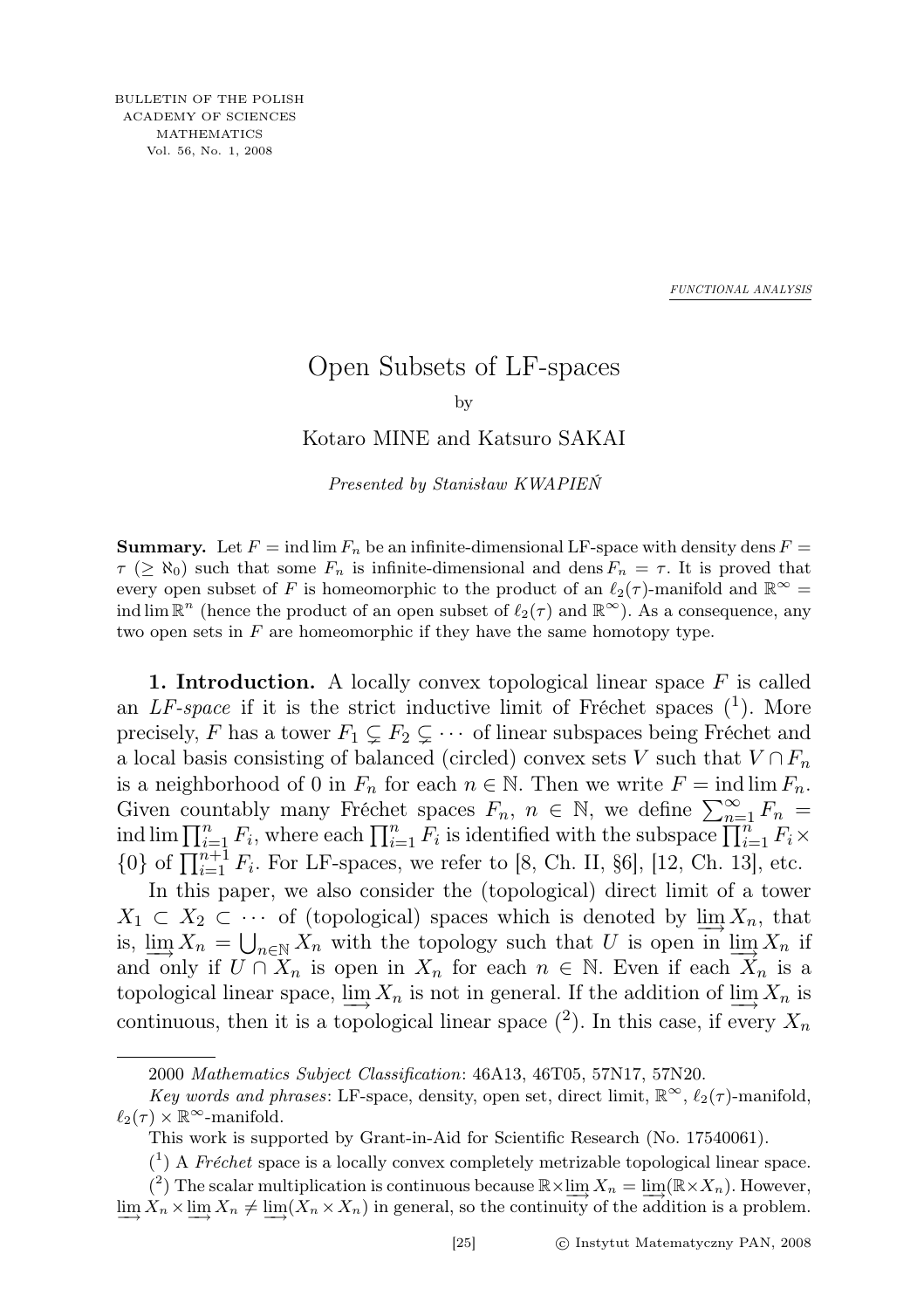BULLETIN OF THE POLISH ACADEMY OF SCIENCES MATHEMATICS Vol. 56, No. 1, 2008

FUNCTIONAL ANALYSIS

# Open Subsets of LF-spaces

by

Kotaro MINE and Katsuro SAKAI

*Presented by Stanisław KWAPIEŃ*

**Summary.** Let $F = \operatorname{ind\,lim} F_n$ be an infinite-dimensional LF-space with density $\operatorname{dens} F = \tau$ ($\geq \aleph_0$) such that some $F_n$ is infinite-dimensional and $\operatorname{dens} F_n = \tau$. It is proved that every open subset of $F$ is homeomorphic to the product of an $\ell_2(\tau)$-manifold and $\mathbb{R}^\infty = \operatorname{ind\,lim} \mathbb{R}^n$ (hence the product of an open subset of $\ell_2(\tau)$ and $\mathbb{R}^\infty$). As a consequence, any two open sets in $F$ are homeomorphic if they have the same homotopy type.

**1. Introduction.** A locally convex topological linear space $F$ is called an *LF-space* if it is the strict inductive limit of Fréchet spaces [1]. More precisely, $F$ has a tower $F_1 \subsetneq F_2 \subsetneq \cdots$ of linear subspaces being Fréchet and a local basis consisting of balanced (circled) convex sets $V$ such that $V \cap F_n$ is a neighborhood of 0 in $F_n$ for each $n \in \mathbb{N}$. Then we write $F = \operatorname{ind\,lim} F_n$. Given countably many Fréchet spaces $F_n$, $n \in \mathbb{N}$, we define $\sum_{n=1}^\infty F_n = \operatorname{ind\,lim} \prod_{i=1}^n F_i$, where each $\prod_{i=1}^n F_i$ is identified with the subspace $\prod_{i=1}^n F_i \times \{0\}$ of $\prod_{i=1}^{n+1} F_i$. For LF-spaces, we refer to [8, Ch. II, §6], [12, Ch. 13], etc.

In this paper, we also consider the (topological) direct limit of a tower $X_1 \subset X_2 \subset \cdots$ of (topological) spaces which is denoted by $\varinjlim X_n$, that is, $\varinjlim X_n = \bigcup_{n\in\mathbb{N}} X_n$ with the topology such that $U$ is open in $\varinjlim X_n$ if and only if $U \cap X_n$ is open in $X_n$ for each $n \in \mathbb{N}$. Even if each $X_n$ is a topological linear space, $\varinjlim X_n$ is not in general. If the addition of $\varinjlim X_n$ is continuous, then it is a topological linear space [2]. In this case, if every $X_n$

---

2000 *Mathematics Subject Classification*: 46A13, 46T05, 57N17, 57N20.

*Key words and phrases*: LF-space, density, open set, direct limit, $\mathbb{R}^\infty$, $\ell_2(\tau)$-manifold, $\ell_2(\tau) \times \mathbb{R}^\infty$-manifold.

This work is supported by Grant-in-Aid for Scientific Research (No. 17540061).

[1] A *Fréchet* space is a locally convex completely metrizable topological linear space.

[2] The scalar multiplication is continuous because $\mathbb{R} \times \varinjlim X_n = \varinjlim(\mathbb{R} \times X_n)$. However, $\varinjlim X_n \times \varinjlim X_n \neq \varinjlim(X_n \times X_n)$ in general, so the continuity of the addition is a problem.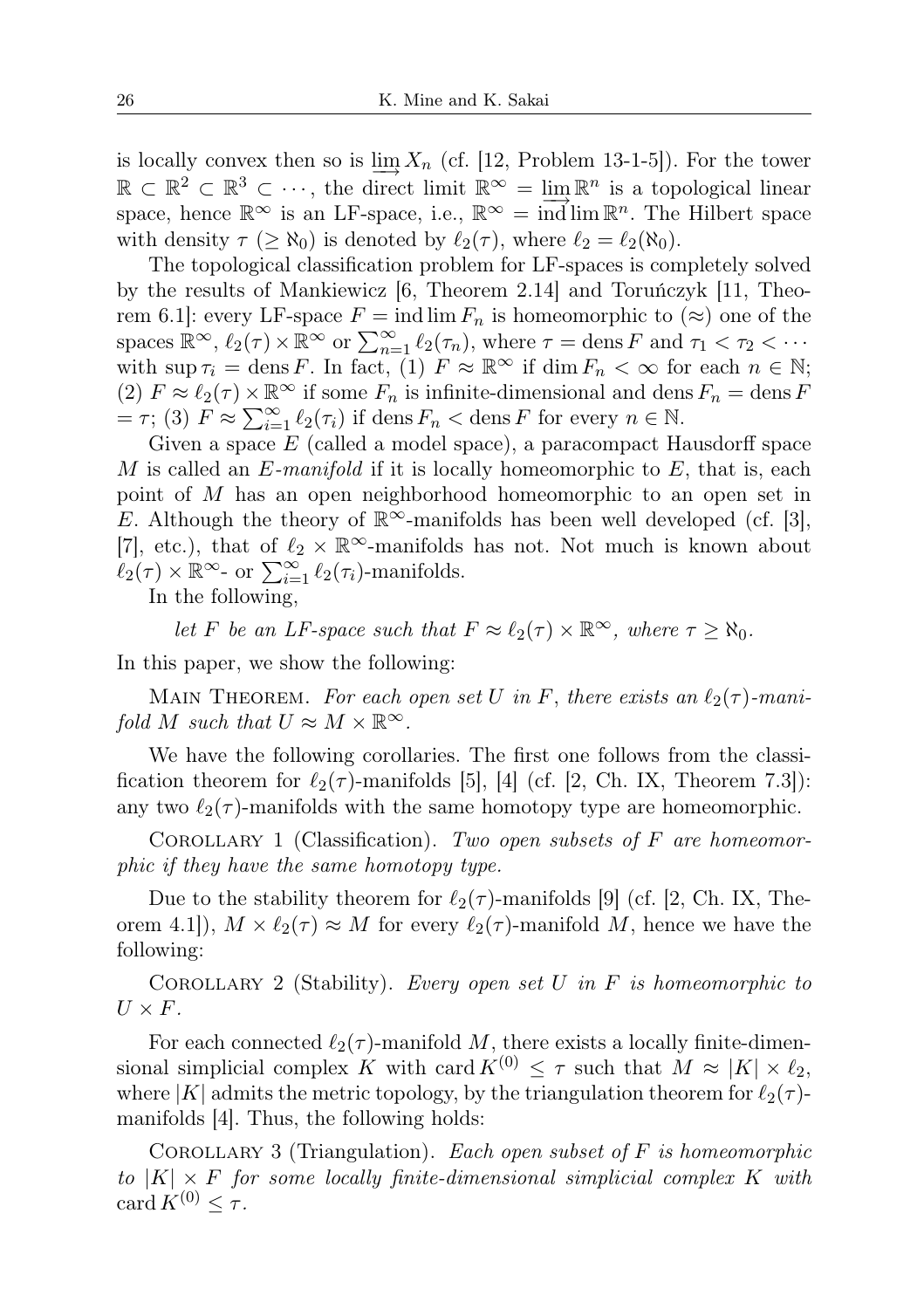is locally convex then so is $\varinjlim X_n$ (cf. [12, Problem 13-1-5]). For the tower $\mathbb{R} \subset \mathbb{R}^2 \subset \mathbb{R}^3 \subset \cdots$, the direct limit $\mathbb{R}^\infty = \varinjlim \mathbb{R}^n$ is a topological linear space, hence $\mathbb{R}^\infty$ is an LF-space, i.e., $\mathbb{R}^\infty = \operatorname{ind}\varinjlim \mathbb{R}^n$. The Hilbert space with density $\tau$ $(\geq \aleph_0)$ is denoted by $\ell_2(\tau)$, where $\ell_2 = \ell_2(\aleph_0)$.

The topological classification problem for LF-spaces is completely solved by the results of Mankiewicz [6, Theorem 2.14] and Toruńczyk [11, Theorem 6.1]: every LF-space $F = \operatorname{ind}\lim F_n$ is homeomorphic to $(\approx)$ one of the spaces $\mathbb{R}^\infty$, $\ell_2(\tau) \times \mathbb{R}^\infty$ or $\sum_{n=1}^\infty \ell_2(\tau_n)$, where $\tau = \operatorname{dens} F$ and $\tau_1 < \tau_2 < \cdots$ with $\sup \tau_i = \operatorname{dens} F$. In fact, (1) $F \approx \mathbb{R}^\infty$ if $\dim F_n < \infty$ for each $n \in \mathbb{N}$; (2) $F \approx \ell_2(\tau) \times \mathbb{R}^\infty$ if some $F_n$ is infinite-dimensional and $\operatorname{dens} F_n = \operatorname{dens} F = \tau$; (3) $F \approx \sum_{i=1}^\infty \ell_2(\tau_i)$ if $\operatorname{dens} F_n < \operatorname{dens} F$ for every $n \in \mathbb{N}$.

Given a space $E$ (called a model space), a paracompact Hausdorff space $M$ is called an *$E$-manifold* if it is locally homeomorphic to $E$, that is, each point of $M$ has an open neighborhood homeomorphic to an open set in $E$. Although the theory of $\mathbb{R}^\infty$-manifolds has been well developed (cf. [3], [7], etc.), that of $\ell_2 \times \mathbb{R}^\infty$-manifolds has not. Not much is known about $\ell_2(\tau) \times \mathbb{R}^\infty$- or $\sum_{i=1}^\infty \ell_2(\tau_i)$-manifolds.

In the following,

*let $F$ be an LF-space such that $F \approx \ell_2(\tau) \times \mathbb{R}^\infty$, where $\tau \geq \aleph_0$.*

In this paper, we show the following:

Main Theorem. *For each open set $U$ in $F$, there exists an $\ell_2(\tau)$-manifold $M$ such that $U \approx M \times \mathbb{R}^\infty$.*

We have the following corollaries. The first one follows from the classification theorem for $\ell_2(\tau)$-manifolds [5], [4] (cf. [2, Ch. IX, Theorem 7.3]): any two $\ell_2(\tau)$-manifolds with the same homotopy type are homeomorphic.

Corollary 1 (Classification). *Two open subsets of $F$ are homeomorphic if they have the same homotopy type.*

Due to the stability theorem for $\ell_2(\tau)$-manifolds [9] (cf. [2, Ch. IX, Theorem 4.1]), $M \times \ell_2(\tau) \approx M$ for every $\ell_2(\tau)$-manifold $M$, hence we have the following:

Corollary 2 (Stability). *Every open set $U$ in $F$ is homeomorphic to $U \times F$.*

For each connected $\ell_2(\tau)$-manifold $M$, there exists a locally finite-dimensional simplicial complex $K$ with $\operatorname{card} K^{(0)} \leq \tau$ such that $M \approx |K| \times \ell_2$, where $|K|$ admits the metric topology, by the triangulation theorem for $\ell_2(\tau)$-manifolds [4]. Thus, the following holds:

Corollary 3 (Triangulation). *Each open subset of $F$ is homeomorphic to $|K| \times F$ for some locally finite-dimensional simplicial complex $K$ with $\operatorname{card} K^{(0)} \leq \tau$.*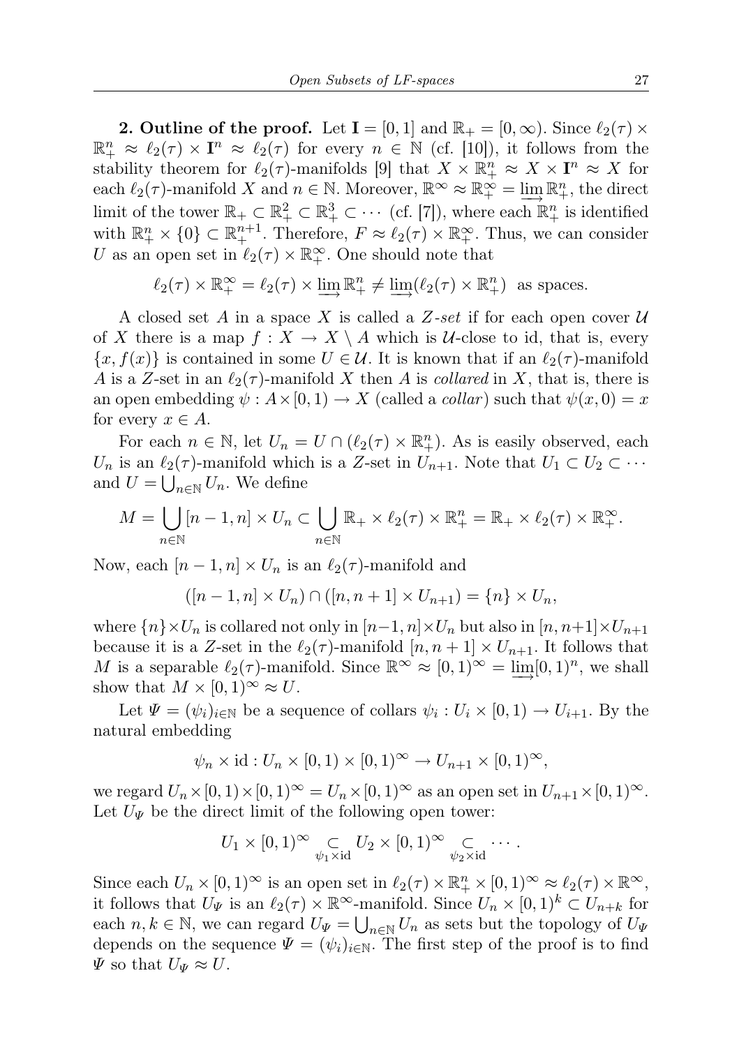**2. Outline of the proof.** Let $\mathbf{I} = [0,1]$ and $\mathbb{R}_+ = [0,\infty)$. Since $\ell_2(\tau) \times \mathbb{R}^n_+ \approx \ell_2(\tau) \times \mathbf{I}^n \approx \ell_2(\tau)$ for every $n \in \mathbb{N}$ (cf. [10]), it follows from the stability theorem for $\ell_2(\tau)$-manifolds [9] that $X \times \mathbb{R}^n_+ \approx X \times \mathbf{I}^n \approx X$ for each $\ell_2(\tau)$-manifold $X$ and $n \in \mathbb{N}$. Moreover, $\mathbb{R}^\infty \approx \mathbb{R}^\infty_+ = \varinjlim \mathbb{R}^n_+$, the direct limit of the tower $\mathbb{R}_+ \subset \mathbb{R}^2_+ \subset \mathbb{R}^3_+ \subset \cdots$ (cf. [7]), where each $\mathbb{R}^n_+$ is identified with $\mathbb{R}^n_+ \times \{0\} \subset \mathbb{R}^{n+1}_+$. Therefore, $F \approx \ell_2(\tau) \times \mathbb{R}^\infty_+$. Thus, we can consider $U$ as an open set in $\ell_2(\tau) \times \mathbb{R}^\infty_+$. One should note that

$$\ell_2(\tau) \times \mathbb{R}^\infty_+ = \ell_2(\tau) \times \varinjlim \mathbb{R}^n_+ \neq \varinjlim (\ell_2(\tau) \times \mathbb{R}^n_+) \text{ as spaces.}$$

A closed set $A$ in a space $X$ is called a *$Z$-set* if for each open cover $\mathcal{U}$ of $X$ there is a map $f : X \to X \setminus A$ which is $\mathcal{U}$-close to id, that is, every $\{x, f(x)\}$ is contained in some $U \in \mathcal{U}$. It is known that if an $\ell_2(\tau)$-manifold $A$ is a $Z$-set in an $\ell_2(\tau)$-manifold $X$ then $A$ is *collared* in $X$, that is, there is an open embedding $\psi : A \times [0,1) \to X$ (called a *collar*) such that $\psi(x,0) = x$ for every $x \in A$.

For each $n \in \mathbb{N}$, let $U_n = U \cap (\ell_2(\tau) \times \mathbb{R}^n_+)$. As is easily observed, each $U_n$ is an $\ell_2(\tau)$-manifold which is a $Z$-set in $U_{n+1}$. Note that $U_1 \subset U_2 \subset \cdots$ and $U = \bigcup_{n\in\mathbb{N}} U_n$. We define

$$M = \bigcup_{n\in\mathbb{N}} [n-1,n] \times U_n \subset \bigcup_{n\in\mathbb{N}} \mathbb{R}_+ \times \ell_2(\tau) \times \mathbb{R}^n_+ = \mathbb{R}_+ \times \ell_2(\tau) \times \mathbb{R}^\infty_+.$$

Now, each $[n-1,n] \times U_n$ is an $\ell_2(\tau)$-manifold and

$$([n-1,n] \times U_n) \cap ([n,n+1] \times U_{n+1}) = \{n\} \times U_n,$$

where $\{n\} \times U_n$ is collared not only in $[n-1,n] \times U_n$ but also in $[n,n+1] \times U_{n+1}$ because it is a $Z$-set in the $\ell_2(\tau)$-manifold $[n,n+1] \times U_{n+1}$. It follows that $M$ is a separable $\ell_2(\tau)$-manifold. Since $\mathbb{R}^\infty \approx [0,1)^\infty = \varinjlim [0,1)^n$, we shall show that $M \times [0,1)^\infty \approx U$.

Let $\Psi = (\psi_i)_{i\in\mathbb{N}}$ be a sequence of collars $\psi_i : U_i \times [0,1) \to U_{i+1}$. By the natural embedding

$$\psi_n \times \mathrm{id} : U_n \times [0,1) \times [0,1)^\infty \to U_{n+1} \times [0,1)^\infty,$$

we regard $U_n \times [0,1) \times [0,1)^\infty = U_n \times [0,1)^\infty$ as an open set in $U_{n+1} \times [0,1)^\infty$. Let $U_\Psi$ be the direct limit of the following open tower:

$$U_1 \times [0,1)^\infty \underset{\psi_1\times\mathrm{id}}{\subset} U_2 \times [0,1)^\infty \underset{\psi_2\times\mathrm{id}}{\subset} \cdots.$$

Since each $U_n \times [0,1)^\infty$ is an open set in $\ell_2(\tau) \times \mathbb{R}^n_+ \times [0,1)^\infty \approx \ell_2(\tau) \times \mathbb{R}^\infty$, it follows that $U_\Psi$ is an $\ell_2(\tau) \times \mathbb{R}^\infty$-manifold. Since $U_n \times [0,1)^k \subset U_{n+k}$ for each $n, k \in \mathbb{N}$, we can regard $U_\Psi = \bigcup_{n\in\mathbb{N}} U_n$ as sets but the topology of $U_\Psi$ depends on the sequence $\Psi = (\psi_i)_{i\in\mathbb{N}}$. The first step of the proof is to find $\Psi$ so that $U_\Psi \approx U$.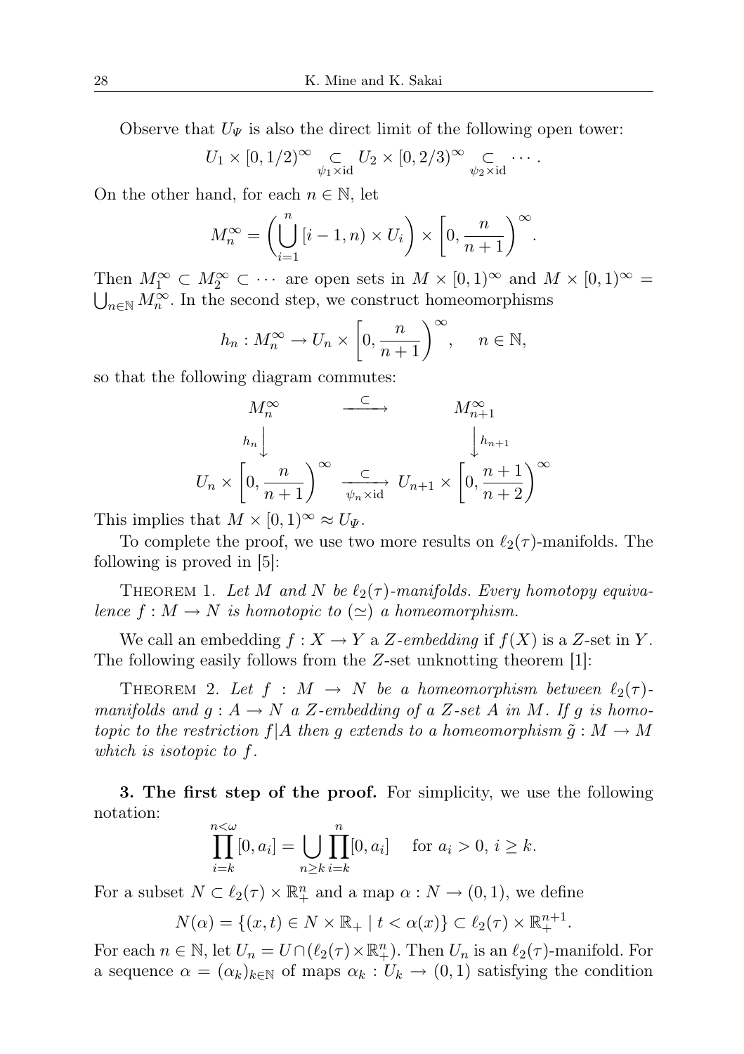Observe that $U_\Psi$ is also the direct limit of the following open tower:

$$U_1 \times [0,1/2)^\infty \underset{\psi_1 \times \mathrm{id}}{\subset} U_2 \times [0,2/3)^\infty \underset{\psi_2 \times \mathrm{id}}{\subset} \cdots .$$

On the other hand, for each $n \in \mathbb{N}$, let

$$M_n^\infty = \left( \bigcup_{i=1}^{n} [i-1, n) \times U_i \right) \times \left[0, \frac{n}{n+1}\right)^\infty .$$

Then $M_1^\infty \subset M_2^\infty \subset \cdots$ are open sets in $M \times [0,1)^\infty$ and $M \times [0,1)^\infty = \bigcup_{n\in\mathbb{N}} M_n^\infty$. In the second step, we construct homeomorphisms

$$h_n : M_n^\infty \to U_n \times \left[0, \frac{n}{n+1}\right)^\infty, \quad n \in \mathbb{N},$$

so that the following diagram commutes:

$$\begin{array}{ccc} M_n^\infty & \xrightarrow{\ \subset\ } & M_{n+1}^\infty \\ {\scriptstyle h_n}\big\downarrow & & \big\downarrow{\scriptstyle h_{n+1}} \\ U_n \times \left[0, \frac{n}{n+1}\right)^\infty & \xrightarrow[\psi_n \times \mathrm{id}]{\subset} & U_{n+1} \times \left[0, \frac{n+1}{n+2}\right)^\infty \end{array}$$

This implies that $M \times [0,1)^\infty \approx U_\Psi$.

To complete the proof, we use two more results on $\ell_2(\tau)$-manifolds. The following is proved in [5]:

THEOREM 1. *Let $M$ and $N$ be $\ell_2(\tau)$-manifolds. Every homotopy equivalence $f : M \to N$ is homotopic to ($\simeq$) a homeomorphism.*

We call an embedding $f : X \to Y$ a *$Z$-embedding* if $f(X)$ is a $Z$-set in $Y$. The following easily follows from the $Z$-set unknotting theorem [1]:

THEOREM 2. *Let $f : M \to N$ be a homeomorphism between $\ell_2(\tau)$-manifolds and $g : A \to N$ a $Z$-embedding of a $Z$-set $A$ in $M$. If $g$ is homotopic to the restriction $f|A$ then $g$ extends to a homeomorphism $\tilde{g} : M \to M$ which is isotopic to $f$.*

**3. The first step of the proof.** For simplicity, we use the following notation:

$$\prod_{i=k}^{n<\omega} [0, a_i] = \bigcup_{n \geq k} \prod_{i=k}^{n} [0, a_i] \quad \text{for } a_i > 0,\ i \geq k.$$

For a subset $N \subset \ell_2(\tau) \times \mathbb{R}_+^n$ and a map $\alpha : N \to (0,1)$, we define

$$N(\alpha) = \{(x,t) \in N \times \mathbb{R}_+ \mid t < \alpha(x)\} \subset \ell_2(\tau) \times \mathbb{R}_+^{n+1}.$$

For each $n \in \mathbb{N}$, let $U_n = U \cap (\ell_2(\tau) \times \mathbb{R}_+^n)$. Then $U_n$ is an $\ell_2(\tau)$-manifold. For a sequence $\alpha = (\alpha_k)_{k\in\mathbb{N}}$ of maps $\alpha_k : U_k \to (0,1)$ satisfying the condition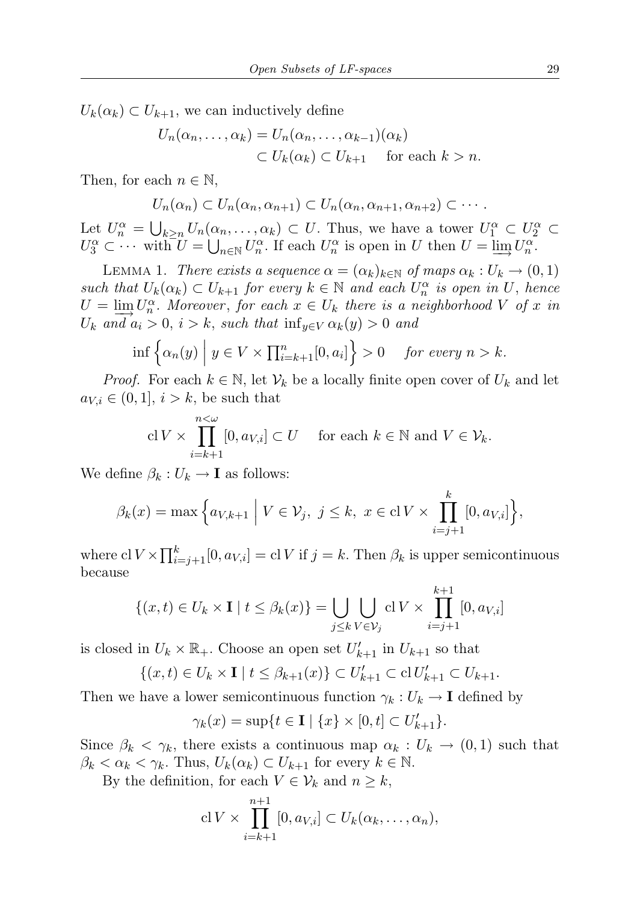$U_k(\alpha_k) \subset U_{k+1}$, we can inductively define

$$U_n(\alpha_n, \dots, \alpha_k) = U_n(\alpha_n, \dots, \alpha_{k-1})(\alpha_k)$$
$$\subset U_k(\alpha_k) \subset U_{k+1} \quad \text{for each } k > n.$$

Then, for each $n \in \mathbb{N}$,

$$U_n(\alpha_n) \subset U_n(\alpha_n, \alpha_{n+1}) \subset U_n(\alpha_n, \alpha_{n+1}, \alpha_{n+2}) \subset \cdots.$$

Let $U_n^\alpha = \bigcup_{k \geq n} U_n(\alpha_n, \dots, \alpha_k) \subset U$. Thus, we have a tower $U_1^\alpha \subset U_2^\alpha \subset U_3^\alpha \subset \cdots$ with $U = \bigcup_{n \in \mathbb{N}} U_n^\alpha$. If each $U_n^\alpha$ is open in $U$ then $U = \varinjlim U_n^\alpha$.

Lemma 1. *There exists a sequence $\alpha = (\alpha_k)_{k \in \mathbb{N}}$ of maps $\alpha_k : U_k \to (0,1)$ such that $U_k(\alpha_k) \subset U_{k+1}$ for every $k \in \mathbb{N}$ and each $U_n^\alpha$ is open in $U$, hence $U = \varinjlim U_n^\alpha$. Moreover, for each $x \in U_k$ there is a neighborhood $V$ of $x$ in $U_k$ and $a_i > 0$, $i > k$, such that $\inf_{y \in V} \alpha_k(y) > 0$ and*

$$\inf\Big\{\alpha_n(y) \;\Big|\; y \in V \times \textstyle\prod_{i=k+1}^n [0, a_i]\Big\} > 0 \quad \textit{for every } n > k.$$

*Proof.* For each $k \in \mathbb{N}$, let $\mathcal{V}_k$ be a locally finite open cover of $U_k$ and let $a_{V,i} \in (0,1]$, $i > k$, be such that

$$\operatorname{cl} V \times \prod_{i=k+1}^{n<\omega} [0, a_{V,i}] \subset U \quad \text{for each } k \in \mathbb{N} \text{ and } V \in \mathcal{V}_k.$$

We define $\beta_k : U_k \to \mathbf{I}$ as follows:

$$\beta_k(x) = \max\Big\{a_{V,k+1} \;\Big|\; V \in \mathcal{V}_j,\ j \leq k,\ x \in \operatorname{cl} V \times \prod_{i=j+1}^k [0, a_{V,i}]\Big\},$$

where $\operatorname{cl} V \times \prod_{i=j+1}^k [0, a_{V,i}] = \operatorname{cl} V$ if $j = k$. Then $\beta_k$ is upper semicontinuous because

$$\{(x,t) \in U_k \times \mathbf{I} \mid t \leq \beta_k(x)\} = \bigcup_{j \leq k} \bigcup_{V \in \mathcal{V}_j} \operatorname{cl} V \times \prod_{i=j+1}^{k+1} [0, a_{V,i}]$$

is closed in $U_k \times \mathbb{R}_+$. Choose an open set $U'_{k+1}$ in $U_{k+1}$ so that

$$\{(x,t) \in U_k \times \mathbf{I} \mid t \leq \beta_{k+1}(x)\} \subset U'_{k+1} \subset \operatorname{cl} U'_{k+1} \subset U_{k+1}.$$

Then we have a lower semicontinuous function $\gamma_k : U_k \to \mathbf{I}$ defined by

$$\gamma_k(x) = \sup\{t \in \mathbf{I} \mid \{x\} \times [0,t] \subset U'_{k+1}\}.$$

Since $\beta_k < \gamma_k$, there exists a continuous map $\alpha_k : U_k \to (0,1)$ such that $\beta_k < \alpha_k < \gamma_k$. Thus, $U_k(\alpha_k) \subset U_{k+1}$ for every $k \in \mathbb{N}$.

By the definition, for each $V \in \mathcal{V}_k$ and $n \geq k$,

$$\operatorname{cl} V \times \prod_{i=k+1}^{n+1} [0, a_{V,i}] \subset U_k(\alpha_k, \dots, \alpha_n),$$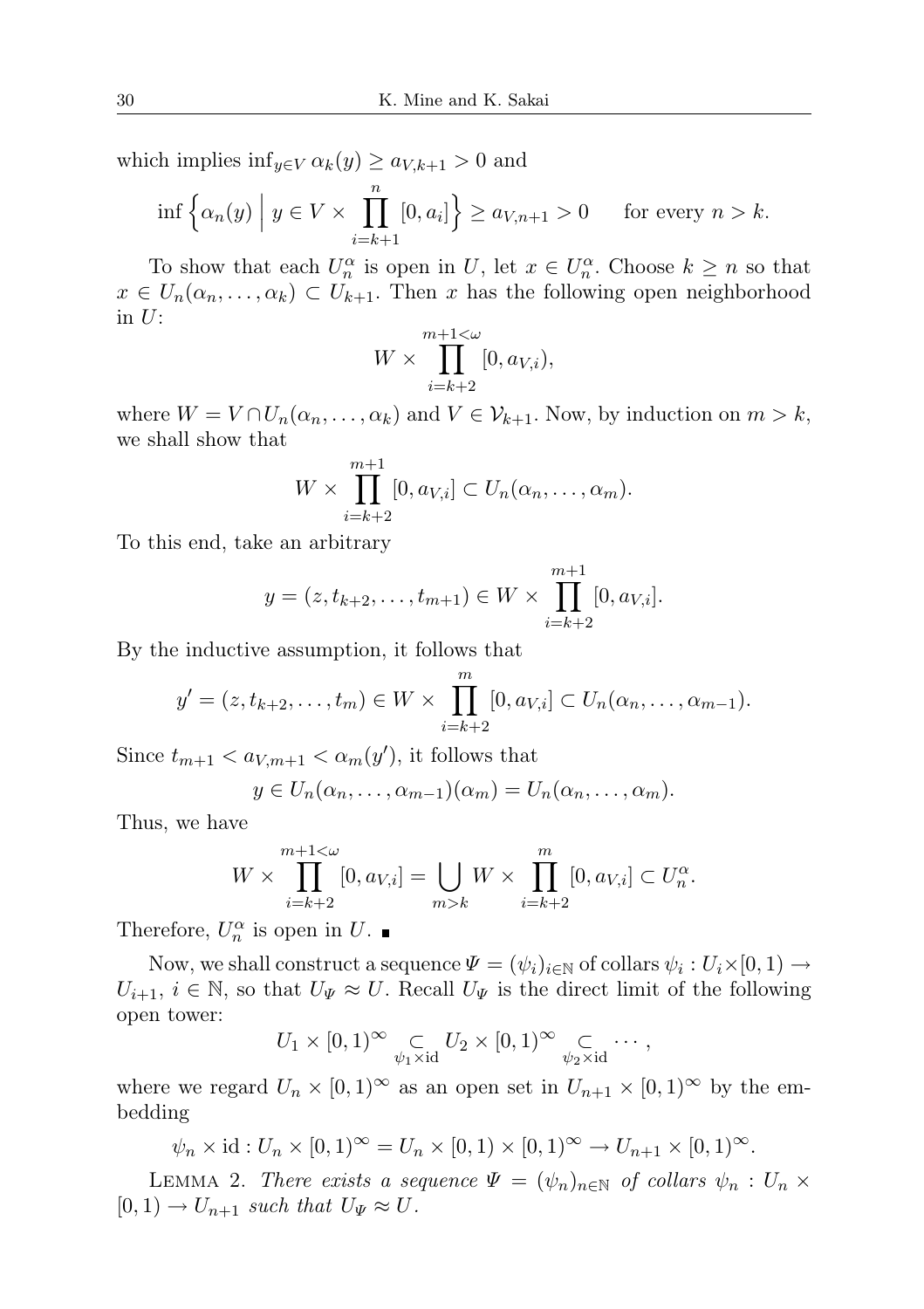which implies $\inf_{y \in V} \alpha_k(y) \geq a_{V,k+1} > 0$ and

$$\inf \Big\{ \alpha_n(y) \;\Big|\; y \in V \times \prod_{i=k+1}^{n} [0, a_i] \Big\} \geq a_{V,n+1} > 0 \qquad \text{for every } n > k.$$

To show that each $U_n^\alpha$ is open in $U$, let $x \in U_n^\alpha$. Choose $k \geq n$ so that $x \in U_n(\alpha_n, \ldots, \alpha_k) \subset U_{k+1}$. Then $x$ has the following open neighborhood in $U$:

$$W \times \prod_{i=k+2}^{m+1<\omega} [0, a_{V,i}),$$

where $W = V \cap U_n(\alpha_n, \ldots, \alpha_k)$ and $V \in \mathcal{V}_{k+1}$. Now, by induction on $m > k$, we shall show that

$$W \times \prod_{i=k+2}^{m+1} [0, a_{V,i}] \subset U_n(\alpha_n, \ldots, \alpha_m).$$

To this end, take an arbitrary

$$y = (z, t_{k+2}, \ldots, t_{m+1}) \in W \times \prod_{i=k+2}^{m+1} [0, a_{V,i}].$$

By the inductive assumption, it follows that

$$y' = (z, t_{k+2}, \ldots, t_m) \in W \times \prod_{i=k+2}^{m} [0, a_{V,i}] \subset U_n(\alpha_n, \ldots, \alpha_{m-1}).$$

Since $t_{m+1} < a_{V,m+1} < \alpha_m(y')$, it follows that

$$y \in U_n(\alpha_n, \ldots, \alpha_{m-1})(\alpha_m) = U_n(\alpha_n, \ldots, \alpha_m).$$

Thus, we have

$$W \times \prod_{i=k+2}^{m+1<\omega} [0, a_{V,i}] = \bigcup_{m>k} W \times \prod_{i=k+2}^{m} [0, a_{V,i}] \subset U_n^\alpha.$$

Therefore, $U_n^\alpha$ is open in $U$. ∎

Now, we shall construct a sequence $\Psi = (\psi_i)_{i \in \mathbb{N}}$ of collars $\psi_i : U_i \times [0,1) \to U_{i+1}$, $i \in \mathbb{N}$, so that $U_\Psi \approx U$. Recall $U_\Psi$ is the direct limit of the following open tower:

$$U_1 \times [0,1)^\infty \underset{\psi_1 \times \mathrm{id}}{\subset} U_2 \times [0,1)^\infty \underset{\psi_2 \times \mathrm{id}}{\subset} \cdots,$$

where we regard $U_n \times [0,1)^\infty$ as an open set in $U_{n+1} \times [0,1)^\infty$ by the embedding

$$\psi_n \times \mathrm{id} : U_n \times [0,1)^\infty = U_n \times [0,1) \times [0,1)^\infty \to U_{n+1} \times [0,1)^\infty.$$

Lemma 2. *There exists a sequence $\Psi = (\psi_n)_{n \in \mathbb{N}}$ of collars $\psi_n : U_n \times [0,1) \to U_{n+1}$ such that $U_\Psi \approx U$.*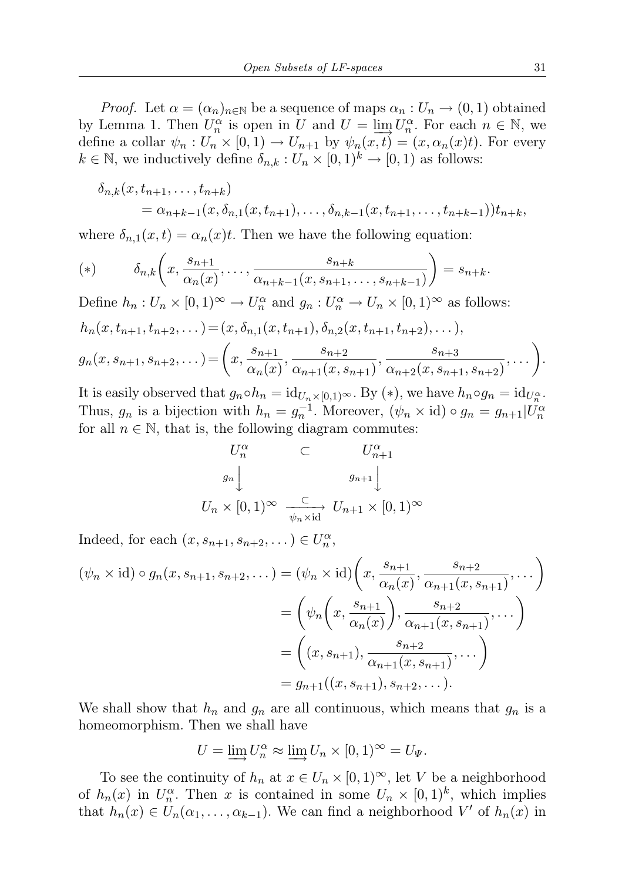*Proof.* Let $\alpha = (\alpha_n)_{n\in\mathbb{N}}$ be a sequence of maps $\alpha_n : U_n \to (0,1)$ obtained by Lemma 1. Then $U_n^\alpha$ is open in $U$ and $U = \varinjlim U_n^\alpha$. For each $n \in \mathbb{N}$, we define a collar $\psi_n : U_n \times [0,1) \to U_{n+1}$ by $\psi_n(x,t) = (x, \alpha_n(x)t)$. For every $k \in \mathbb{N}$, we inductively define $\delta_{n,k} : U_n \times [0,1)^k \to [0,1)$ as follows:

$$\begin{aligned}
&\delta_{n,k}(x, t_{n+1}, \dots, t_{n+k}) \\
&\qquad = \alpha_{n+k-1}(x, \delta_{n,1}(x, t_{n+1}), \dots, \delta_{n,k-1}(x, t_{n+1}, \dots, t_{n+k-1}))t_{n+k},
\end{aligned}$$

where $\delta_{n,1}(x,t) = \alpha_n(x)t$. Then we have the following equation:

$$(*) \qquad \delta_{n,k}\left(x, \frac{s_{n+1}}{\alpha_n(x)}, \dots, \frac{s_{n+k}}{\alpha_{n+k-1}(x, s_{n+1}, \dots, s_{n+k-1})}\right) = s_{n+k}.$$

Define $h_n : U_n \times [0,1)^\infty \to U_n^\alpha$ and $g_n : U_n^\alpha \to U_n \times [0,1)^\infty$ as follows:

$$h_n(x, t_{n+1}, t_{n+2}, \dots) = (x, \delta_{n,1}(x, t_{n+1}), \delta_{n,2}(x, t_{n+1}, t_{n+2}), \dots),$$

$$g_n(x, s_{n+1}, s_{n+2}, \dots) = \left(x, \frac{s_{n+1}}{\alpha_n(x)}, \frac{s_{n+2}}{\alpha_{n+1}(x, s_{n+1})}, \frac{s_{n+3}}{\alpha_{n+2}(x, s_{n+1}, s_{n+2})}, \dots\right).$$

It is easily observed that $g_n \circ h_n = \mathrm{id}_{U_n \times [0,1)^\infty}$. By $(*)$, we have $h_n \circ g_n = \mathrm{id}_{U_n^\alpha}$. Thus, $g_n$ is a bijection with $h_n = g_n^{-1}$. Moreover, $(\psi_n \times \mathrm{id}) \circ g_n = g_{n+1}|U_n^\alpha$ for all $n \in \mathbb{N}$, that is, the following diagram commutes:

$$\begin{array}{ccc}
U_n^\alpha & \subset & U_{n+1}^\alpha \\
{\scriptstyle g_n}\downarrow & & \downarrow{\scriptstyle g_{n+1}} \\
U_n \times [0,1)^\infty & \xrightarrow[\psi_n \times \mathrm{id}]{\subset} & U_{n+1} \times [0,1)^\infty
\end{array}$$

Indeed, for each $(x, s_{n+1}, s_{n+2}, \dots) \in U_n^\alpha$,

$$\begin{aligned}
(\psi_n \times \mathrm{id}) \circ g_n(x, s_{n+1}, s_{n+2}, \dots) &= (\psi_n \times \mathrm{id})\left(x, \frac{s_{n+1}}{\alpha_n(x)}, \frac{s_{n+2}}{\alpha_{n+1}(x, s_{n+1})}, \dots\right) \\
&= \left(\psi_n\left(x, \frac{s_{n+1}}{\alpha_n(x)}\right), \frac{s_{n+2}}{\alpha_{n+1}(x, s_{n+1})}, \dots\right) \\
&= \left((x, s_{n+1}), \frac{s_{n+2}}{\alpha_{n+1}(x, s_{n+1})}, \dots\right) \\
&= g_{n+1}((x, s_{n+1}), s_{n+2}, \dots).
\end{aligned}$$

We shall show that $h_n$ and $g_n$ are all continuous, which means that $g_n$ is a homeomorphism. Then we shall have

$$U = \varinjlim U_n^\alpha \approx \varinjlim U_n \times [0,1)^\infty = U_\Psi.$$

To see the continuity of $h_n$ at $x \in U_n \times [0,1)^\infty$, let $V$ be a neighborhood of $h_n(x)$ in $U_n^\alpha$. Then $x$ is contained in some $U_n \times [0,1)^k$, which implies that $h_n(x) \in U_n(\alpha_1, \dots, \alpha_{k-1})$. We can find a neighborhood $V'$ of $h_n(x)$ in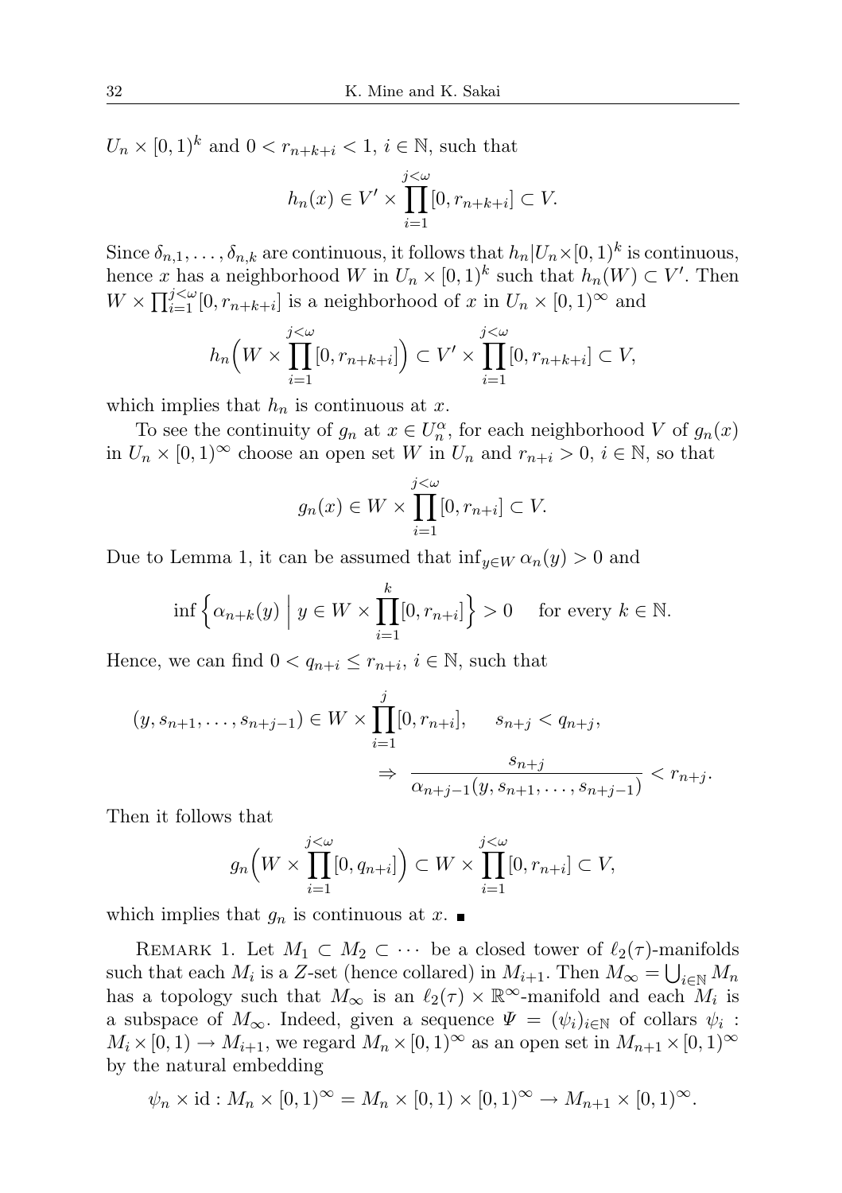$U_n \times [0,1)^k$ and $0 < r_{n+k+i} < 1$, $i \in \mathbb{N}$, such that

$$h_n(x) \in V' \times \prod_{i=1}^{j<\omega} [0, r_{n+k+i}] \subset V.$$

Since $\delta_{n,1}, \ldots, \delta_{n,k}$ are continuous, it follows that $h_n|U_n \times [0,1)^k$ is continuous, hence $x$ has a neighborhood $W$ in $U_n \times [0,1)^k$ such that $h_n(W) \subset V'$. Then $W \times \prod_{i=1}^{j<\omega} [0, r_{n+k+i}]$ is a neighborhood of $x$ in $U_n \times [0,1)^\infty$ and

$$h_n\Big(W \times \prod_{i=1}^{j<\omega} [0, r_{n+k+i}]\Big) \subset V' \times \prod_{i=1}^{j<\omega} [0, r_{n+k+i}] \subset V,$$

which implies that $h_n$ is continuous at $x$.

To see the continuity of $g_n$ at $x \in U_n^\alpha$, for each neighborhood $V$ of $g_n(x)$ in $U_n \times [0,1)^\infty$ choose an open set $W$ in $U_n$ and $r_{n+i} > 0$, $i \in \mathbb{N}$, so that

$$g_n(x) \in W \times \prod_{i=1}^{j<\omega} [0, r_{n+i}] \subset V.$$

Due to Lemma 1, it can be assumed that $\inf_{y \in W} \alpha_n(y) > 0$ and

$$\inf\Big\{\alpha_{n+k}(y) \;\Big|\; y \in W \times \prod_{i=1}^{k} [0, r_{n+i}]\Big\} > 0 \quad \text{for every } k \in \mathbb{N}.$$

Hence, we can find $0 < q_{n+i} \le r_{n+i}$, $i \in \mathbb{N}$, such that

$$(y, s_{n+1}, \ldots, s_{n+j-1}) \in W \times \prod_{i=1}^{j} [0, r_{n+i}], \qquad s_{n+j} < q_{n+j},$$
$$\Rightarrow \; \frac{s_{n+j}}{\alpha_{n+j-1}(y, s_{n+1}, \ldots, s_{n+j-1})} < r_{n+j}.$$

Then it follows that

$$g_n\Big(W \times \prod_{i=1}^{j<\omega} [0, q_{n+i}]\Big) \subset W \times \prod_{i=1}^{j<\omega} [0, r_{n+i}] \subset V,$$

which implies that $g_n$ is continuous at $x$. ∎

Remark 1. Let $M_1 \subset M_2 \subset \cdots$ be a closed tower of $\ell_2(\tau)$-manifolds such that each $M_i$ is a $Z$-set (hence collared) in $M_{i+1}$. Then $M_\infty = \bigcup_{i\in\mathbb{N}} M_n$ has a topology such that $M_\infty$ is an $\ell_2(\tau) \times \mathbb{R}^\infty$-manifold and each $M_i$ is a subspace of $M_\infty$. Indeed, given a sequence $\Psi = (\psi_i)_{i\in\mathbb{N}}$ of collars $\psi_i : M_i \times [0,1) \to M_{i+1}$, we regard $M_n \times [0,1)^\infty$ as an open set in $M_{n+1} \times [0,1)^\infty$ by the natural embedding

$$\psi_n \times \mathrm{id} : M_n \times [0,1)^\infty = M_n \times [0,1) \times [0,1)^\infty \to M_{n+1} \times [0,1)^\infty.$$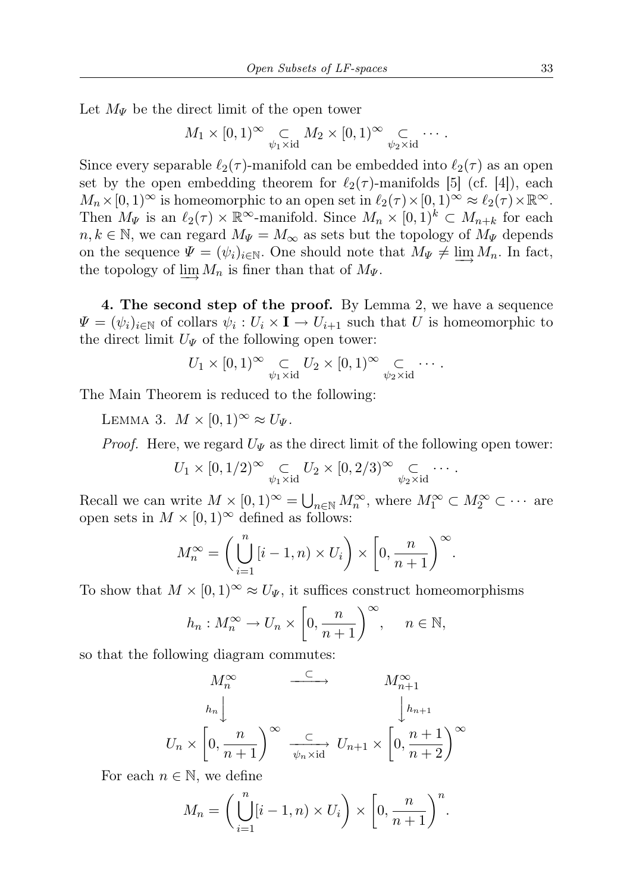Let $M_\Psi$ be the direct limit of the open tower

$$M_1 \times [0,1)^\infty \underset{\psi_1 \times \mathrm{id}}{\subset} M_2 \times [0,1)^\infty \underset{\psi_2 \times \mathrm{id}}{\subset} \cdots .$$

Since every separable $\ell_2(\tau)$-manifold can be embedded into $\ell_2(\tau)$ as an open set by the open embedding theorem for $\ell_2(\tau)$-manifolds [5] (cf. [4]), each $M_n \times [0,1)^\infty$ is homeomorphic to an open set in $\ell_2(\tau) \times [0,1)^\infty \approx \ell_2(\tau) \times \mathbb{R}^\infty$. Then $M_\Psi$ is an $\ell_2(\tau) \times \mathbb{R}^\infty$-manifold. Since $M_n \times [0,1)^k \subset M_{n+k}$ for each $n, k \in \mathbb{N}$, we can regard $M_\Psi = M_\infty$ as sets but the topology of $M_\Psi$ depends on the sequence $\Psi = (\psi_i)_{i \in \mathbb{N}}$. One should note that $M_\Psi \neq \varinjlim M_n$. In fact, the topology of $\varinjlim M_n$ is finer than that of $M_\Psi$.

**4. The second step of the proof.** By Lemma 2, we have a sequence $\Psi = (\psi_i)_{i \in \mathbb{N}}$ of collars $\psi_i : U_i \times \mathbf{I} \to U_{i+1}$ such that $U$ is homeomorphic to the direct limit $U_\Psi$ of the following open tower:

$$U_1 \times [0,1)^\infty \underset{\psi_1 \times \mathrm{id}}{\subset} U_2 \times [0,1)^\infty \underset{\psi_2 \times \mathrm{id}}{\subset} \cdots .$$

The Main Theorem is reduced to the following:

LEMMA 3. $M \times [0,1)^\infty \approx U_\Psi$.

*Proof.* Here, we regard $U_\Psi$ as the direct limit of the following open tower:

$$U_1 \times [0,1/2)^\infty \underset{\psi_1 \times \mathrm{id}}{\subset} U_2 \times [0,2/3)^\infty \underset{\psi_2 \times \mathrm{id}}{\subset} \cdots .$$

Recall we can write $M \times [0,1)^\infty = \bigcup_{n \in \mathbb{N}} M_n^\infty$, where $M_1^\infty \subset M_2^\infty \subset \cdots$ are open sets in $M \times [0,1)^\infty$ defined as follows:

$$M_n^\infty = \left( \bigcup_{i=1}^n [i-1, n) \times U_i \right) \times \left[0, \frac{n}{n+1}\right)^\infty .$$

To show that $M \times [0,1)^\infty \approx U_\Psi$, it suffices construct homeomorphisms

$$h_n : M_n^\infty \to U_n \times \left[0, \frac{n}{n+1}\right)^\infty, \quad n \in \mathbb{N},$$

so that the following diagram commutes:

$$\begin{array}{ccc} M_n^\infty & \xrightarrow{\subset} & M_{n+1}^\infty \\ {\scriptstyle h_n}\downarrow & & \downarrow{\scriptstyle h_{n+1}} \\ U_n \times \left[0, \frac{n}{n+1}\right)^\infty & \underset{\psi_n \times \mathrm{id}}{\xrightarrow{\subset}} & U_{n+1} \times \left[0, \frac{n+1}{n+2}\right)^\infty \end{array}$$

For each $n \in \mathbb{N}$, we define

$$M_n = \left( \bigcup_{i=1}^n [i-1, n) \times U_i \right) \times \left[0, \frac{n}{n+1}\right)^n .$$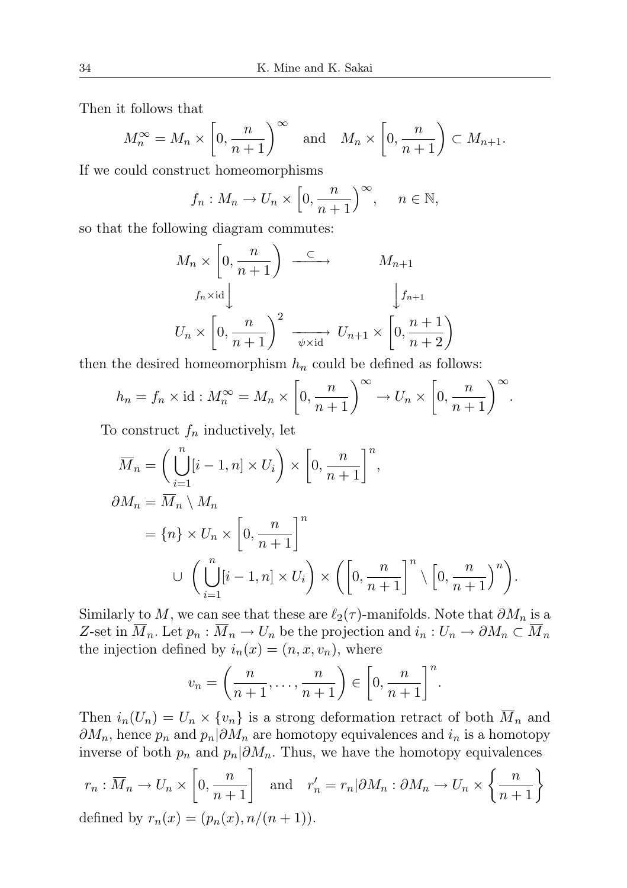Then it follows that

$$M_n^\infty = M_n \times \left[0, \frac{n}{n+1}\right)^\infty \quad \text{and} \quad M_n \times \left[0, \frac{n}{n+1}\right) \subset M_{n+1}.$$

If we could construct homeomorphisms

$$f_n : M_n \to U_n \times \left[0, \frac{n}{n+1}\right)^\infty, \quad n \in \mathbb{N},$$

so that the following diagram commutes:

$$\begin{array}{ccc}
M_n \times \left[0, \dfrac{n}{n+1}\right) & \xrightarrow{\subset} & M_{n+1} \\
{\scriptstyle f_n \times \mathrm{id}} \big\downarrow & & \big\downarrow {\scriptstyle f_{n+1}} \\
U_n \times \left[0, \dfrac{n}{n+1}\right)^2 & \xrightarrow[\psi \times \mathrm{id}]{} & U_{n+1} \times \left[0, \dfrac{n+1}{n+2}\right)
\end{array}$$

then the desired homeomorphism $h_n$ could be defined as follows:

$$h_n = f_n \times \mathrm{id} : M_n^\infty = M_n \times \left[0, \frac{n}{n+1}\right)^\infty \to U_n \times \left[0, \frac{n}{n+1}\right)^\infty.$$

To construct $f_n$ inductively, let

$$\begin{aligned}
\overline{M}_n &= \left( \bigcup_{i=1}^n [i-1, n] \times U_i \right) \times \left[0, \frac{n}{n+1}\right]^n, \\
\partial M_n &= \overline{M}_n \setminus M_n \\
&= \{n\} \times U_n \times \left[0, \frac{n}{n+1}\right]^n \\
&\quad \cup \left( \bigcup_{i=1}^n [i-1, n] \times U_i \right) \times \left( \left[0, \frac{n}{n+1}\right]^n \setminus \left[0, \frac{n}{n+1}\right)^n \right).
\end{aligned}$$

Similarly to $M$, we can see that these are $\ell_2(\tau)$-manifolds. Note that $\partial M_n$ is a $Z$-set in $\overline{M}_n$. Let $p_n : \overline{M}_n \to U_n$ be the projection and $i_n : U_n \to \partial M_n \subset \overline{M}_n$ the injection defined by $i_n(x) = (n, x, v_n)$, where

$$v_n = \left( \frac{n}{n+1}, \ldots, \frac{n}{n+1} \right) \in \left[0, \frac{n}{n+1}\right]^n.$$

Then $i_n(U_n) = U_n \times \{v_n\}$ is a strong deformation retract of both $\overline{M}_n$ and $\partial M_n$, hence $p_n$ and $p_n|\partial M_n$ are homotopy equivalences and $i_n$ is a homotopy inverse of both $p_n$ and $p_n|\partial M_n$. Thus, we have the homotopy equivalences

$$r_n : \overline{M}_n \to U_n \times \left[0, \frac{n}{n+1}\right] \quad \text{and} \quad r'_n = r_n|\partial M_n : \partial M_n \to U_n \times \left\{ \frac{n}{n+1} \right\}$$

defined by $r_n(x) = (p_n(x), n/(n+1))$.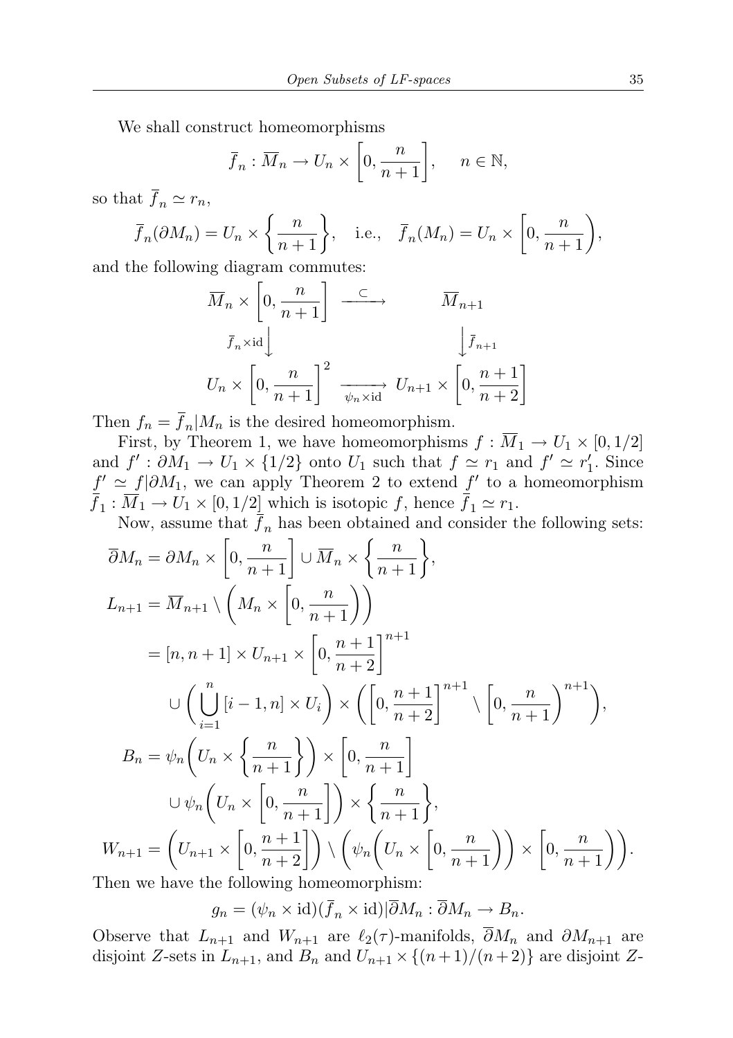We shall construct homeomorphisms

$$\bar{f}_n : \overline{M}_n \to U_n \times \left[0, \frac{n}{n+1}\right], \quad n \in \mathbb{N},$$

so that $\bar{f}_n \simeq r_n$,

$$\bar{f}_n(\partial M_n) = U_n \times \left\{\frac{n}{n+1}\right\}, \quad \text{i.e.,} \quad \bar{f}_n(M_n) = U_n \times \left[0, \frac{n}{n+1}\right),$$

and the following diagram commutes:

$$\begin{array}{ccc}
\overline{M}_n \times \left[0, \dfrac{n}{n+1}\right] & \xrightarrow{\subset} & \overline{M}_{n+1} \\
\Big\downarrow {\scriptstyle \bar{f}_n \times \mathrm{id}} & & \Big\downarrow {\scriptstyle \bar{f}_{n+1}} \\
U_n \times \left[0, \dfrac{n}{n+1}\right]^2 & \xrightarrow[\psi_n \times \mathrm{id}]{} & U_{n+1} \times \left[0, \dfrac{n+1}{n+2}\right]
\end{array}$$

Then $f_n = \bar{f}_n | M_n$ is the desired homeomorphism.

First, by Theorem 1, we have homeomorphisms $f : \overline{M}_1 \to U_1 \times [0, 1/2]$ and $f' : \partial M_1 \to U_1 \times \{1/2\}$ onto $U_1$ such that $f \simeq r_1$ and $f' \simeq r'_1$. Since $f' \simeq f | \partial M_1$, we can apply Theorem 2 to extend $f'$ to a homeomorphism $\bar{f}_1 : \overline{M}_1 \to U_1 \times [0, 1/2]$ which is isotopic $f$, hence $\bar{f}_1 \simeq r_1$.

Now, assume that $\bar{f}_n$ has been obtained and consider the following sets:

$$\begin{aligned}
\overline{\partial} M_n &= \partial M_n \times \left[0, \frac{n}{n+1}\right] \cup \overline{M}_n \times \left\{\frac{n}{n+1}\right\}, \\
L_{n+1} &= \overline{M}_{n+1} \setminus \left(M_n \times \left[0, \frac{n}{n+1}\right)\right) \\
&= [n, n+1] \times U_{n+1} \times \left[0, \frac{n+1}{n+2}\right]^{n+1} \\
&\quad \cup \left(\bigcup_{i=1}^{n} [i-1, n] \times U_i\right) \times \left(\left[0, \frac{n+1}{n+2}\right]^{n+1} \setminus \left[0, \frac{n}{n+1}\right)^{n+1}\right), \\
B_n &= \psi_n\left(U_n \times \left\{\frac{n}{n+1}\right\}\right) \times \left[0, \frac{n}{n+1}\right] \\
&\quad \cup \psi_n\left(U_n \times \left[0, \frac{n}{n+1}\right]\right) \times \left\{\frac{n}{n+1}\right\}, \\
W_{n+1} &= \left(U_{n+1} \times \left[0, \frac{n+1}{n+2}\right]\right) \setminus \left(\psi_n\left(U_n \times \left[0, \frac{n}{n+1}\right)\right) \times \left[0, \frac{n}{n+1}\right)\right).
\end{aligned}$$

Then we have the following homeomorphism:

$$g_n = (\psi_n \times \mathrm{id})(\bar{f}_n \times \mathrm{id}) | \overline{\partial} M_n : \overline{\partial} M_n \to B_n.$$

Observe that $L_{n+1}$ and $W_{n+1}$ are $\ell_2(\tau)$-manifolds, $\overline{\partial} M_n$ and $\partial M_{n+1}$ are disjoint $Z$-sets in $L_{n+1}$, and $B_n$ and $U_{n+1} \times \{(n+1)/(n+2)\}$ are disjoint $Z$-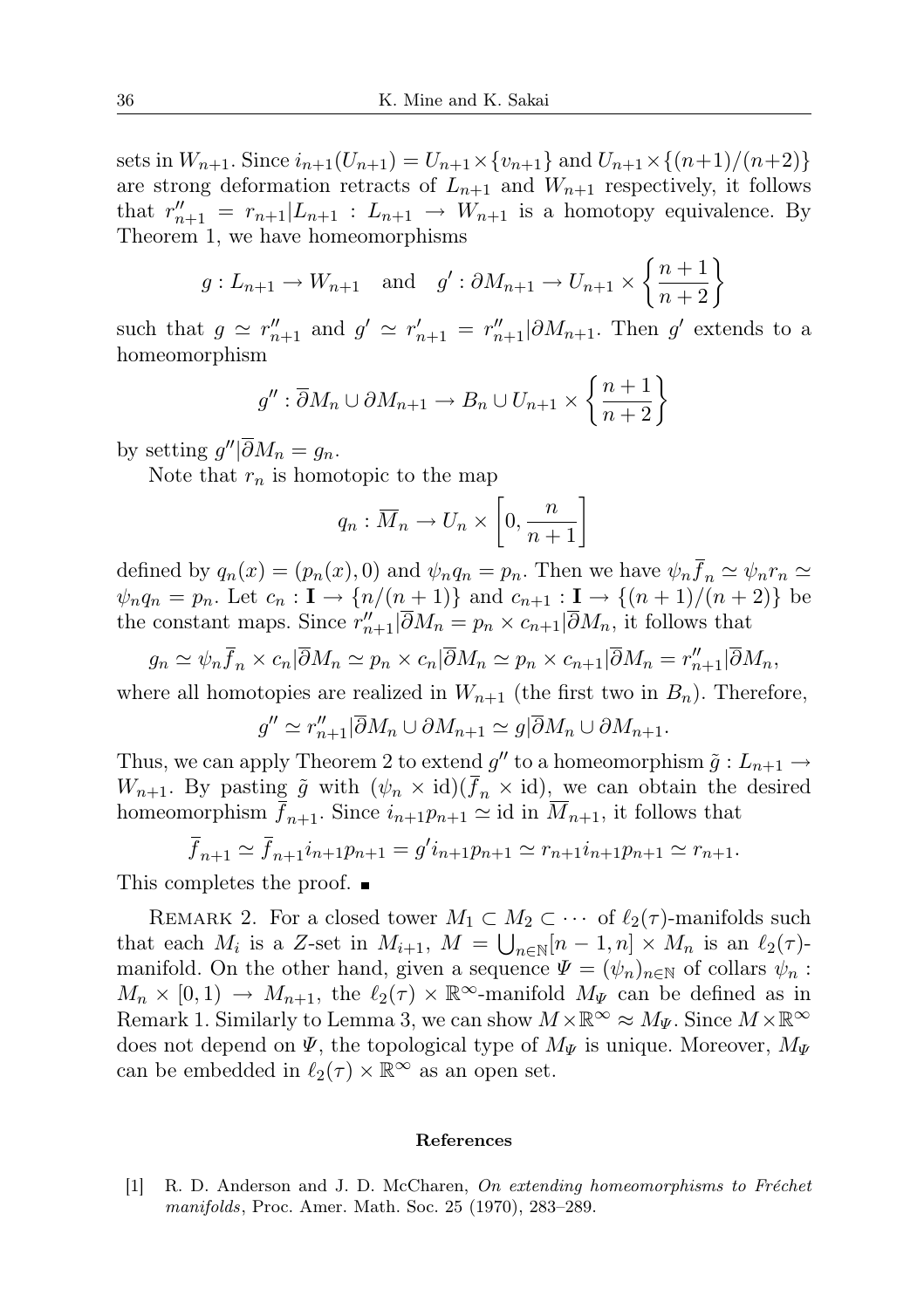sets in $W_{n+1}$. Since $i_{n+1}(U_{n+1}) = U_{n+1} \times \{v_{n+1}\}$ and $U_{n+1} \times \{(n+1)/(n+2)\}$ are strong deformation retracts of $L_{n+1}$ and $W_{n+1}$ respectively, it follows that $r''_{n+1} = r_{n+1}|L_{n+1} : L_{n+1} \to W_{n+1}$ is a homotopy equivalence. By Theorem 1, we have homeomorphisms

$$g : L_{n+1} \to W_{n+1} \quad \text{and} \quad g' : \partial M_{n+1} \to U_{n+1} \times \left\{\frac{n+1}{n+2}\right\}$$

such that $g \simeq r''_{n+1}$ and $g' \simeq r'_{n+1} = r''_{n+1}|\partial M_{n+1}$. Then $g'$ extends to a homeomorphism

$$g'' : \overline{\partial} M_n \cup \partial M_{n+1} \to B_n \cup U_{n+1} \times \left\{\frac{n+1}{n+2}\right\}$$

by setting $g''|\overline{\partial} M_n = g_n$.

Note that $r_n$ is homotopic to the map

$$q_n : \overline{M}_n \to U_n \times \left[0, \frac{n}{n+1}\right]$$

defined by $q_n(x) = (p_n(x), 0)$ and $\psi_n q_n = p_n$. Then we have $\psi_n \overline{f}_n \simeq \psi_n r_n \simeq \psi_n q_n = p_n$. Let $c_n : \mathbf{I} \to \{n/(n+1)\}$ and $c_{n+1} : \mathbf{I} \to \{(n+1)/(n+2)\}$ be the constant maps. Since $r''_{n+1}|\overline{\partial} M_n = p_n \times c_{n+1}|\overline{\partial} M_n$, it follows that

$$g_n \simeq \psi_n \overline{f}_n \times c_n|\overline{\partial} M_n \simeq p_n \times c_n|\overline{\partial} M_n \simeq p_n \times c_{n+1}|\overline{\partial} M_n = r''_{n+1}|\overline{\partial} M_n,$$

where all homotopies are realized in $W_{n+1}$ (the first two in $B_n$). Therefore,

$$g'' \simeq r''_{n+1}|\overline{\partial} M_n \cup \partial M_{n+1} \simeq g|\overline{\partial} M_n \cup \partial M_{n+1}.$$

Thus, we can apply Theorem 2 to extend $g''$ to a homeomorphism $\tilde{g} : L_{n+1} \to W_{n+1}$. By pasting $\tilde{g}$ with $(\psi_n \times \mathrm{id})(\overline{f}_n \times \mathrm{id})$, we can obtain the desired homeomorphism $\overline{f}_{n+1}$. Since $i_{n+1} p_{n+1} \simeq \mathrm{id}$ in $\overline{M}_{n+1}$, it follows that

$$\overline{f}_{n+1} \simeq \overline{f}_{n+1} i_{n+1} p_{n+1} = g' i_{n+1} p_{n+1} \simeq r_{n+1} i_{n+1} p_{n+1} \simeq r_{n+1}.$$

This completes the proof. ∎

Remark 2. For a closed tower $M_1 \subset M_2 \subset \cdots$ of $\ell_2(\tau)$-manifolds such that each $M_i$ is a $Z$-set in $M_{i+1}$, $M = \bigcup_{n \in \mathbb{N}} [n-1, n] \times M_n$ is an $\ell_2(\tau)$-manifold. On the other hand, given a sequence $\Psi = (\psi_n)_{n \in \mathbb{N}}$ of collars $\psi_n : M_n \times [0,1) \to M_{n+1}$, the $\ell_2(\tau) \times \mathbb{R}^\infty$-manifold $M_\Psi$ can be defined as in Remark 1. Similarly to Lemma 3, we can show $M \times \mathbb{R}^\infty \approx M_\Psi$. Since $M \times \mathbb{R}^\infty$ does not depend on $\Psi$, the topological type of $M_\Psi$ is unique. Moreover, $M_\Psi$ can be embedded in $\ell_2(\tau) \times \mathbb{R}^\infty$ as an open set.

## References

[1] R. D. Anderson and J. D. McCharen, *On extending homeomorphisms to Fréchet manifolds*, Proc. Amer. Math. Soc. 25 (1970), 283–289.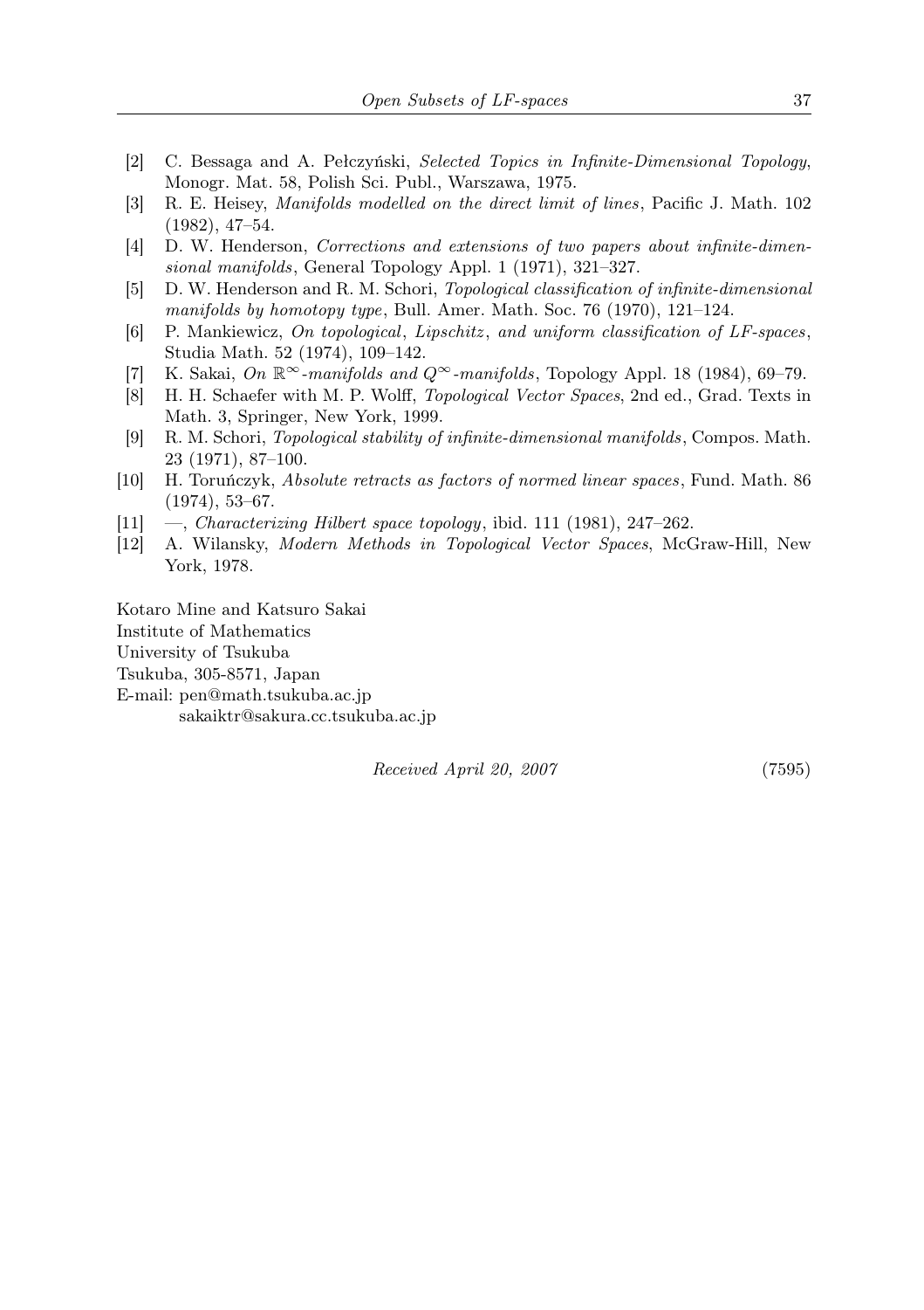[2] C. Bessaga and A. Pełczyński, *Selected Topics in Infinite-Dimensional Topology*, Monogr. Mat. 58, Polish Sci. Publ., Warszawa, 1975.

[3] R. E. Heisey, *Manifolds modelled on the direct limit of lines*, Pacific J. Math. 102 (1982), 47–54.

[4] D. W. Henderson, *Corrections and extensions of two papers about infinite-dimensional manifolds*, General Topology Appl. 1 (1971), 321–327.

[5] D. W. Henderson and R. M. Schori, *Topological classification of infinite-dimensional manifolds by homotopy type*, Bull. Amer. Math. Soc. 76 (1970), 121–124.

[6] P. Mankiewicz, *On topological*, *Lipschitz*, *and uniform classification of LF-spaces*, Studia Math. 52 (1974), 109–142.

[7] K. Sakai, *On $\mathbb{R}^\infty$-manifolds and $Q^\infty$-manifolds*, Topology Appl. 18 (1984), 69–79.

[8] H. H. Schaefer with M. P. Wolff, *Topological Vector Spaces*, 2nd ed., Grad. Texts in Math. 3, Springer, New York, 1999.

[9] R. M. Schori, *Topological stability of infinite-dimensional manifolds*, Compos. Math. 23 (1971), 87–100.

[10] H. Toruńczyk, *Absolute retracts as factors of normed linear spaces*, Fund. Math. 86 (1974), 53–67.

[11] —, *Characterizing Hilbert space topology*, ibid. 111 (1981), 247–262.

[12] A. Wilansky, *Modern Methods in Topological Vector Spaces*, McGraw-Hill, New York, 1978.

Kotaro Mine and Katsuro Sakai
Institute of Mathematics
University of Tsukuba
Tsukuba, 305-8571, Japan
E-mail: pen@math.tsukuba.ac.jp
sakaiktr@sakura.cc.tsukuba.ac.jp

*Received April 20, 2007* (7595)